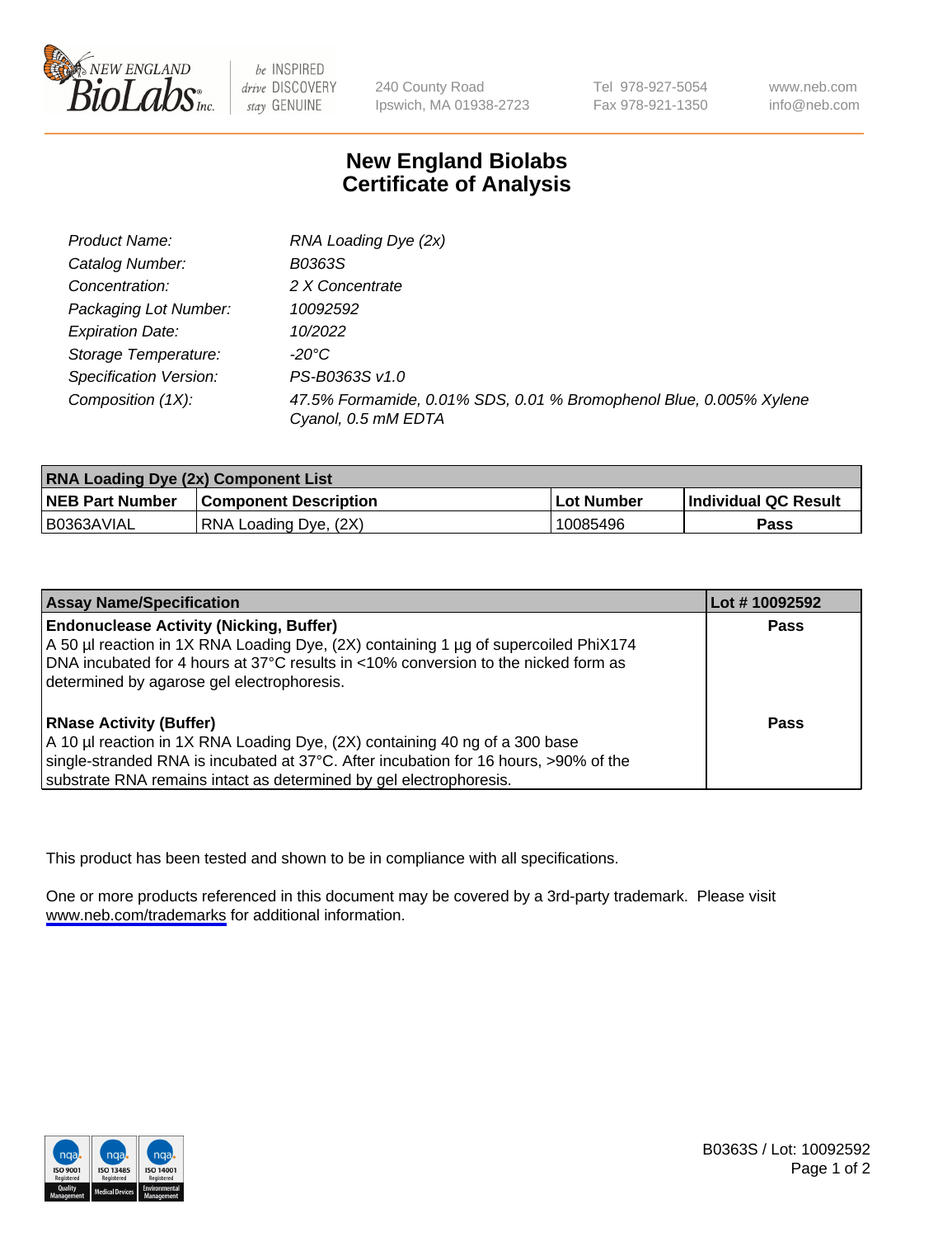# New England Biolabs
# Certificate of Analysis

| | |
|---|---|
| Product Name: | *RNA Loading Dye (2x)* |
| Catalog Number: | *B0363S* |
| Concentration: | *2 X Concentrate* |
| Packaging Lot Number: | *10092592* |
| Expiration Date: | *10/2022* |
| Storage Temperature: | *-20°C* |
| Specification Version: | *PS-B0363S v1.0* |
| Composition (1X): | *47.5% Formamide, 0.01% SDS, 0.01 % Bromophenol Blue, 0.005% Xylene Cyanol, 0.5 mM EDTA* |

| RNA Loading Dye (2x) Component List | | | |
|---|---|---|---|
| **NEB Part Number** | **Component Description** | **Lot Number** | **Individual QC Result** |
| B0363AVIAL | RNA Loading Dye, (2X) | 10085496 | **Pass** |

| Assay Name/Specification | Lot # 10092592 |
|---|---|
| **Endonuclease Activity (Nicking, Buffer)**<br>A 50 µl reaction in 1X RNA Loading Dye, (2X) containing 1 µg of supercoiled PhiX174 DNA incubated for 4 hours at 37°C results in <10% conversion to the nicked form as determined by agarose gel electrophoresis. | **Pass** |
| **RNase Activity (Buffer)**<br>A 10 µl reaction in 1X RNA Loading Dye, (2X) containing 40 ng of a 300 base single-stranded RNA is incubated at 37°C. After incubation for 16 hours, >90% of the substrate RNA remains intact as determined by gel electrophoresis. | **Pass** |

This product has been tested and shown to be in compliance with all specifications.

One or more products referenced in this document may be covered by a 3rd-party trademark. Please visit www.neb.com/trademarks for additional information.

B0363S / Lot: 10092592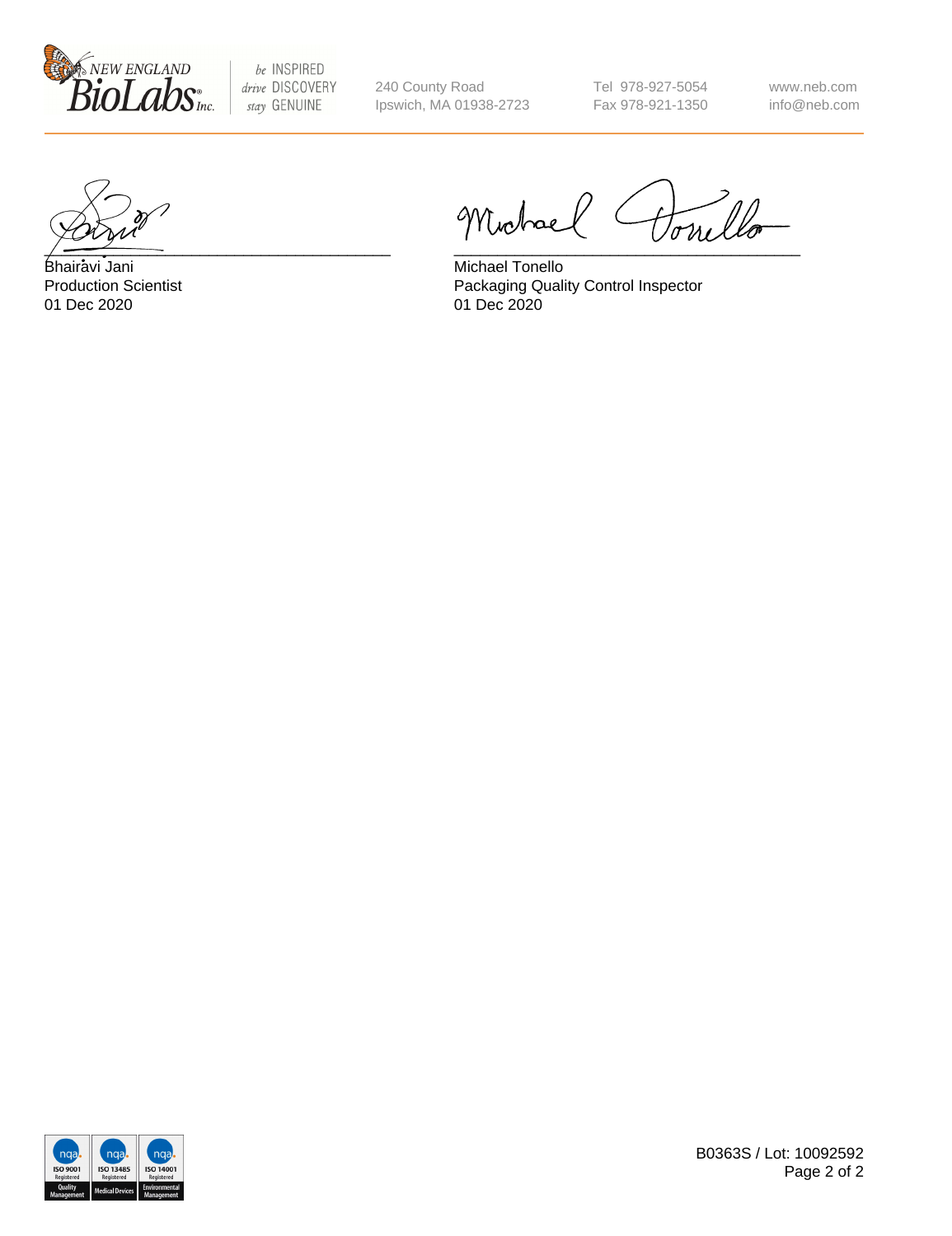Bhairavi Jani
Production Scientist
01 Dec 2020

Michael Tonello
Packaging Quality Control Inspector
01 Dec 2020